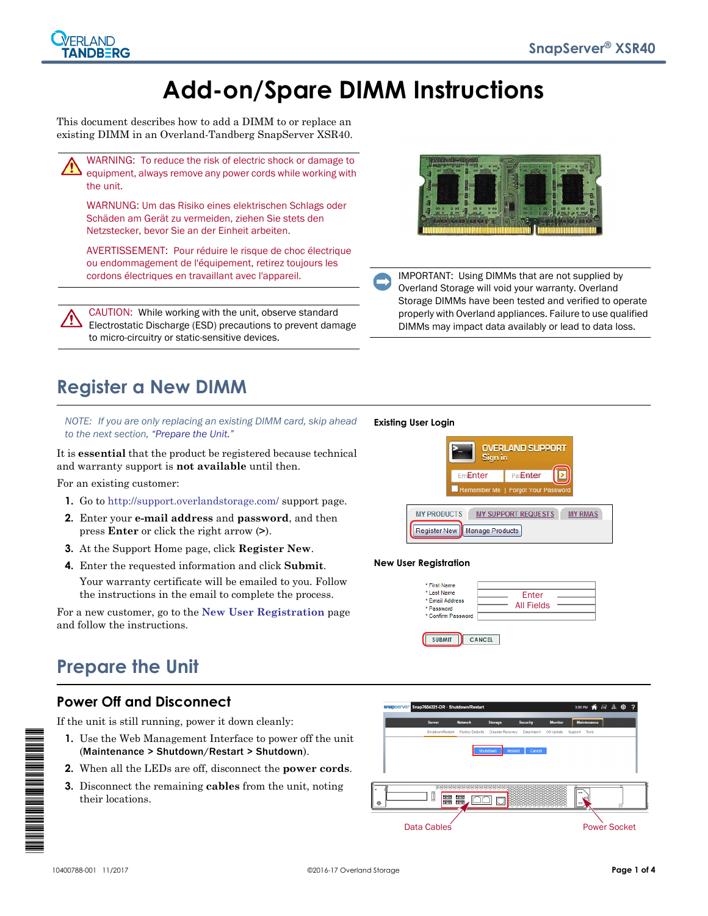# Add-on/Spare DIMM Instructions

This document describes how to add a DIMM to or replace an existing DIMM in an Overland-Tandberg SnapServer XSR40.

WARNING: To reduce the risk of electric shock or damage to equipment, always remove any power cords while working with the unit.

WARNUNG: Um das Risiko eines elektrischen Schlags oder Schäden am Gerät zu vermeiden, ziehen Sie stets den Netzstecker, bevor Sie an der Einheit arbeiten.

AVERTISSEMENT: Pour réduire le risque de choc électrique ou endommagement de l'équipement, retirez toujours les cordons électriques en travaillant avec l'appareil.

CAUTION: While working with the unit, observe standard Electrostatic Discharge (ESD) precautions to prevent damage to micro-circuitry or static-sensitive devices.

IMPORTANT: Using DIMMs that are not supplied by Overland Storage will void your warranty. Overland Storage DIMMs have been tested and verified to operate properly with Overland appliances. Failure to use qualified DIMMs may impact data availably or lead to data loss.

## Register a New DIMM

*NOTE: If you are only replacing an existing DIMM card, skip ahead to the next section, "Prepare the Unit."*

It is **essential** that the product be registered because technical and warranty support is **not available** until then.

For an existing customer:

1. Go to http://support.overlandstorage.com/ support page.
2. Enter your **e-mail address** and **password**, and then press **Enter** or click the right arrow (**>**).
3. At the Support Home page, click **Register New**.
4. Enter the requested information and click **Submit**.

   Your warranty certificate will be emailed to you. Follow the instructions in the email to complete the process.

For a new customer, go to the **New User Registration** page and follow the instructions.

**Existing User Login**

OVERLAND SUPPORT
Sign in
Enter
Enter
Remember Me | Forgot Your Password
MY PRODUCTS | MY SUPPORT REQUESTS | MY RMAS
Register New | Manage Products

**New User Registration**

* First Name
* Last Name
* Email Address
* Password
* Confirm Password

Enter All Fields

SUBMIT | CANCEL

## Prepare the Unit

### Power Off and Disconnect

If the unit is still running, power it down cleanly:

1. Use the Web Management Interface to power off the unit (**Maintenance > Shutdown/Restart > Shutdown**).
2. When all the LEDs are off, disconnect the **power cords**.
3. Disconnect the remaining **cables** from the unit, noting their locations.

Data Cables

Power Socket

10400788-001 11/2017

©2016-17 Overland Storage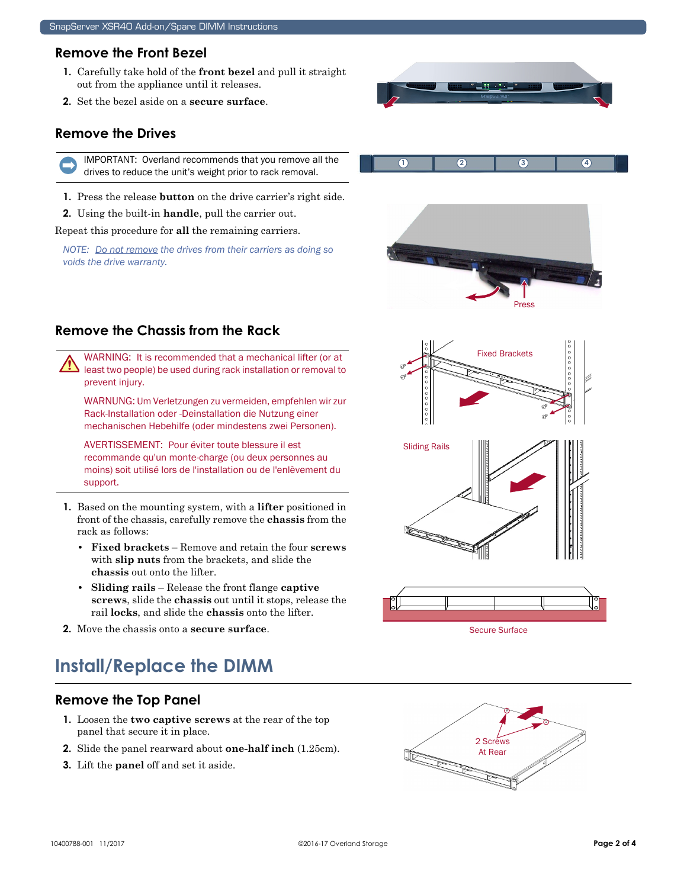## Remove the Front Bezel

1. Carefully take hold of the **front bezel** and pull it straight out from the appliance until it releases.
2. Set the bezel aside on a **secure surface**.

## Remove the Drives

IMPORTANT: Overland recommends that you remove all the drives to reduce the unit's weight prior to rack removal.

1. Press the release **button** on the drive carrier's right side.
2. Using the built-in **handle**, pull the carrier out.

Repeat this procedure for **all** the remaining carriers.

*NOTE: Do not remove the drives from their carriers as doing so voids the drive warranty.*

Press

## Remove the Chassis from the Rack

WARNING: It is recommended that a mechanical lifter (or at least two people) be used during rack installation or removal to prevent injury.

WARNUNG: Um Verletzungen zu vermeiden, empfehlen wir zur Rack-Installation oder -Deinstallation die Nutzung einer mechanischen Hebehilfe (oder mindestens zwei Personen).

AVERTISSEMENT: Pour éviter toute blessure il est recommande qu'un monte-charge (ou deux personnes au moins) soit utilisé lors de l'installation ou de l'enlèvement du support.

1. Based on the mounting system, with a **lifter** positioned in front of the chassis, carefully remove the **chassis** from the rack as follows:
   - **Fixed brackets** – Remove and retain the four **screws** with **slip nuts** from the brackets, and slide the **chassis** out onto the lifter.
   - **Sliding rails** – Release the front flange **captive screws**, slide the **chassis** out until it stops, release the rail **locks**, and slide the **chassis** onto the lifter.
2. Move the chassis onto a **secure surface**.

Fixed Brackets

Sliding Rails

Secure Surface

# Install/Replace the DIMM

## Remove the Top Panel

1. Loosen the **two captive screws** at the rear of the top panel that secure it in place.
2. Slide the panel rearward about **one-half inch** (1.25cm).
3. Lift the **panel** off and set it aside.

2 Screws At Rear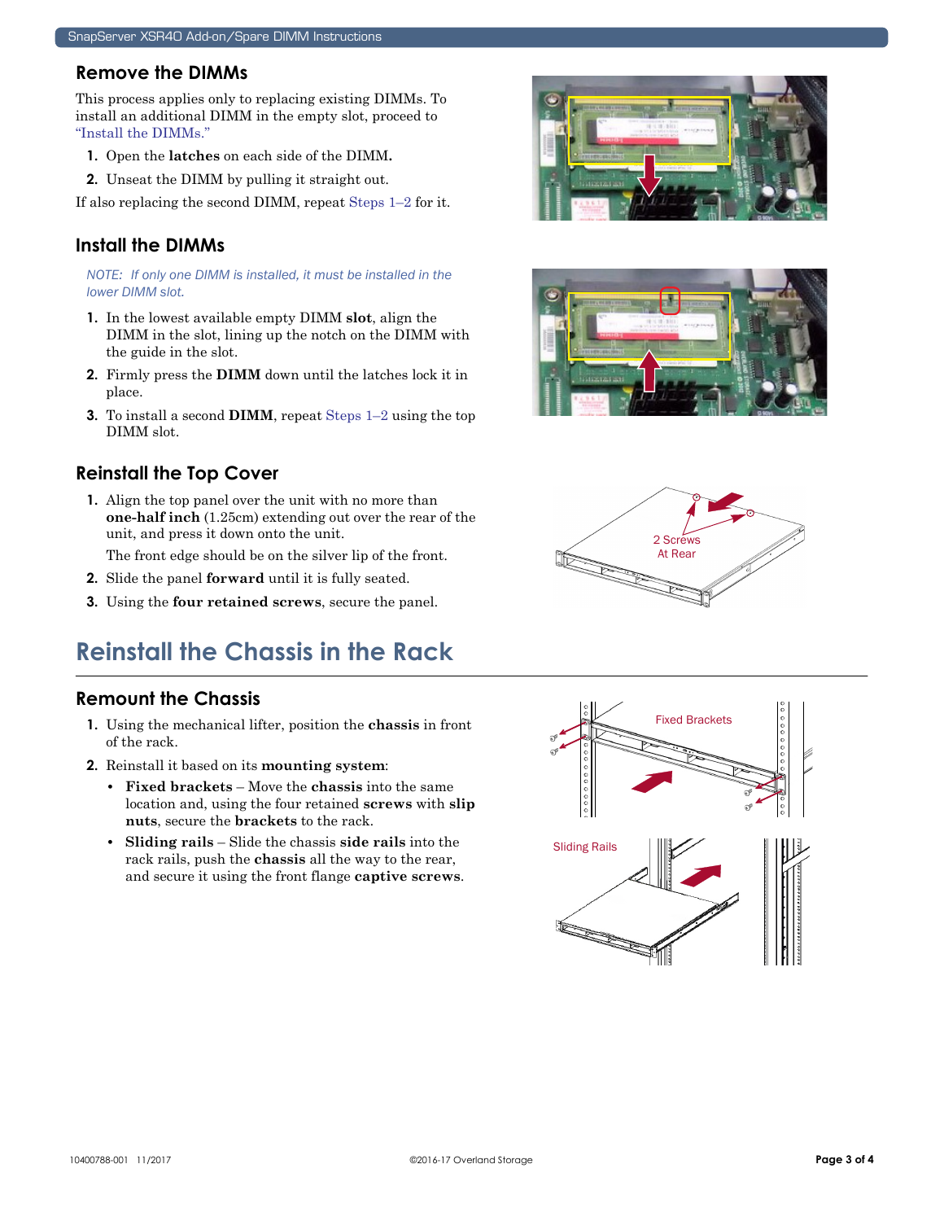## Remove the DIMMs

This process applies only to replacing existing DIMMs. To install an additional DIMM in the empty slot, proceed to "Install the DIMMs."

1. Open the **latches** on each side of the DIMM**.**
2. Unseat the DIMM by pulling it straight out.

If also replacing the second DIMM, repeat Steps 1–2 for it.

## Install the DIMMs

*NOTE: If only one DIMM is installed, it must be installed in the lower DIMM slot.*

1. In the lowest available empty DIMM **slot**, align the DIMM in the slot, lining up the notch on the DIMM with the guide in the slot.
2. Firmly press the **DIMM** down until the latches lock it in place.
3. To install a second **DIMM**, repeat Steps 1–2 using the top DIMM slot.

## Reinstall the Top Cover

1. Align the top panel over the unit with no more than **one-half inch** (1.25cm) extending out over the rear of the unit, and press it down onto the unit.

   The front edge should be on the silver lip of the front.
2. Slide the panel **forward** until it is fully seated.
3. Using the **four retained screws**, secure the panel.

2 Screws
At Rear

# Reinstall the Chassis in the Rack

## Remount the Chassis

1. Using the mechanical lifter, position the **chassis** in front of the rack.
2. Reinstall it based on its **mounting system**:
   - **Fixed brackets** – Move the **chassis** into the same location and, using the four retained **screws** with **slip nuts**, secure the **brackets** to the rack.
   - **Sliding rails** – Slide the chassis **side rails** into the rack rails, push the **chassis** all the way to the rear, and secure it using the front flange **captive screws**.

Fixed Brackets

Sliding Rails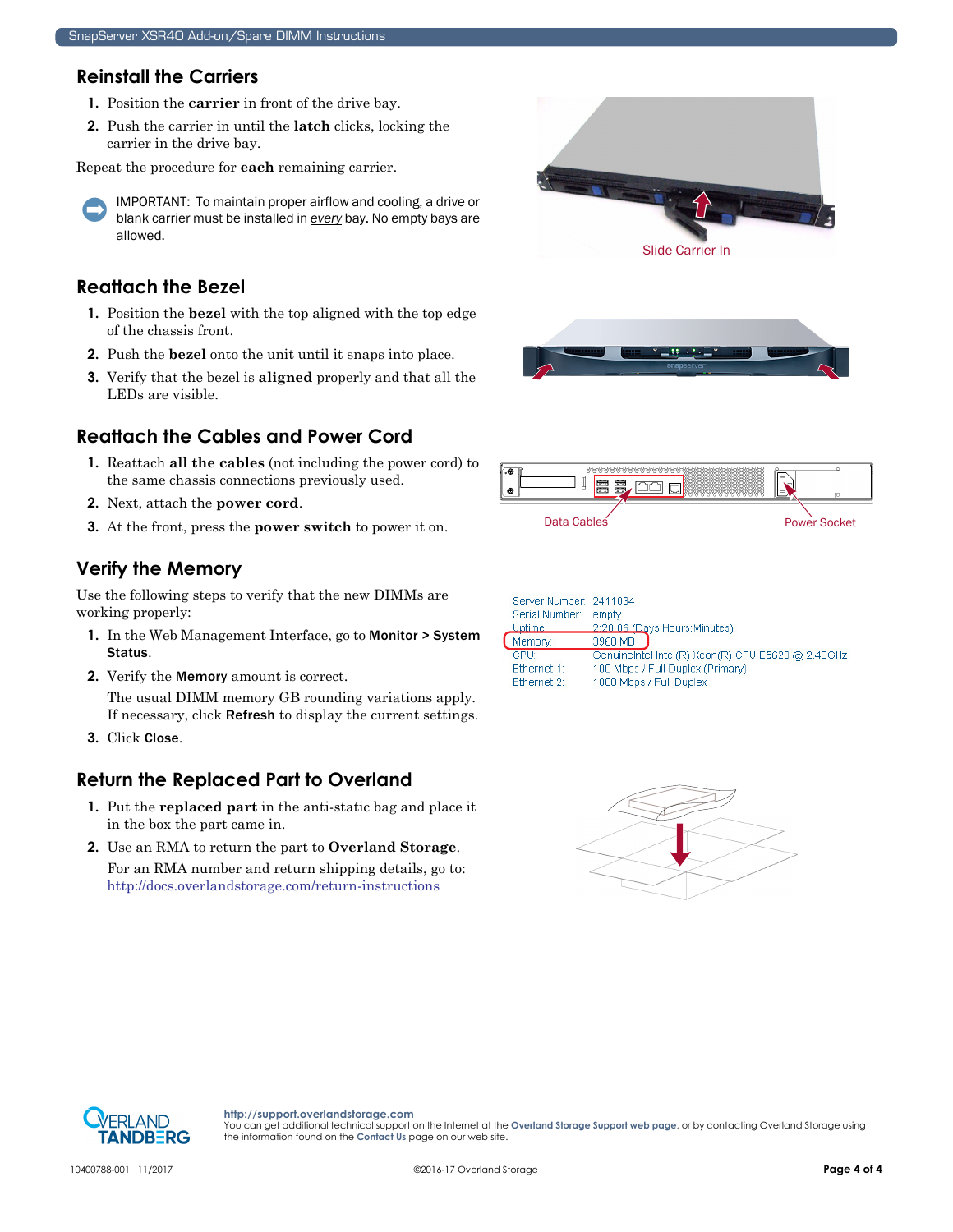## Reinstall the Carriers

1. Position the **carrier** in front of the drive bay.
2. Push the carrier in until the **latch** clicks, locking the carrier in the drive bay.

Repeat the procedure for **each** remaining carrier.

> IMPORTANT: To maintain proper airflow and cooling, a drive or blank carrier must be installed in *every* bay. No empty bays are allowed.

Slide Carrier In

## Reattach the Bezel

1. Position the **bezel** with the top aligned with the top edge of the chassis front.
2. Push the **bezel** onto the unit until it snaps into place.
3. Verify that the bezel is **aligned** properly and that all the LEDs are visible.

## Reattach the Cables and Power Cord

1. Reattach **all the cables** (not including the power cord) to the same chassis connections previously used.
2. Next, attach the **power cord**.
3. At the front, press the **power switch** to power it on.

Data Cables

Power Socket

## Verify the Memory

Use the following steps to verify that the new DIMMs are working properly:

1. In the Web Management Interface, go to **Monitor > System Status**.
2. Verify the **Memory** amount is correct.

   The usual DIMM memory GB rounding variations apply. If necessary, click **Refresh** to display the current settings.
3. Click **Close**.

Server Number: 2411034
Serial Number: empty
Uptime: 2:20:06 (Days:Hours:Minutes)
Memory: 3968 MB
CPU: GenuineIntel Intel(R) Xeon(R) CPU E5620 @ 2.40GHz
Ethernet 1: 100 Mbps / Full Duplex (Primary)
Ethernet 2: 1000 Mbps / Full Duplex

## Return the Replaced Part to Overland

1. Put the **replaced part** in the anti-static bag and place it in the box the part came in.
2. Use an RMA to return the part to **Overland Storage**.

   For an RMA number and return shipping details, go to: http://docs.overlandstorage.com/return-instructions

**http://support.overlandstorage.com**
You can get additional technical support on the Internet at the **Overland Storage Support web page**, or by contacting Overland Storage using the information found on the **Contact Us** page on our web site.

10400788-001 11/2017

©2016-17 Overland Storage